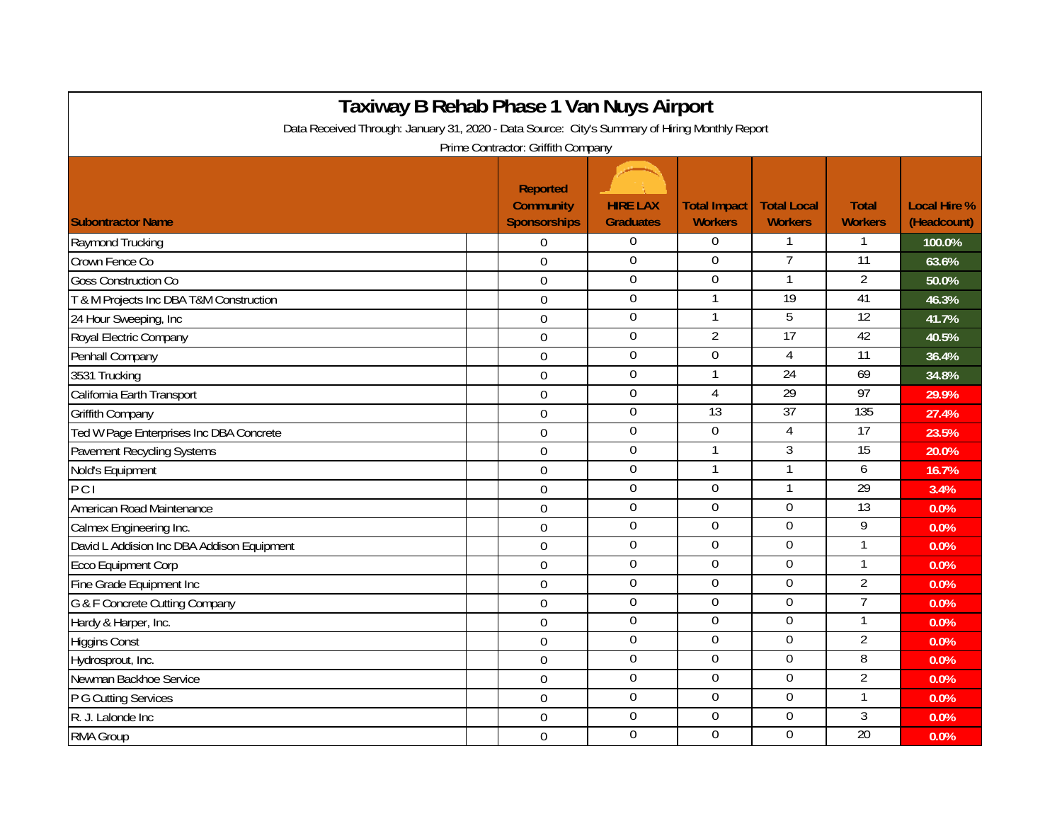# Taxiway B Rehab Phase 1 Van Nuys Airport

Data Received Through: January 31, 2020 - Data Source: City's Summary of Hiring Monthly Report

Prime Contractor: Griffith Company

| Subontractor Name | Reported Community Sponsorships | HIRE LAX Graduates | Total Impact Workers | Total Local Workers | Total Workers | Local Hire % (Headcount) |
|---|---|---|---|---|---|---|
| Raymond Trucking | 0 | 0 | 0 | 1 | 1 | 100.0% |
| Crown Fence Co | 0 | 0 | 0 | 7 | 11 | 63.6% |
| Goss Construction Co | 0 | 0 | 0 | 1 | 2 | 50.0% |
| T & M Projects Inc DBA T&M Construction | 0 | 0 | 1 | 19 | 41 | 46.3% |
| 24 Hour Sweeping, Inc | 0 | 0 | 1 | 5 | 12 | 41.7% |
| Royal Electric Company | 0 | 0 | 2 | 17 | 42 | 40.5% |
| Penhall Company | 0 | 0 | 0 | 4 | 11 | 36.4% |
| 3531 Trucking | 0 | 0 | 1 | 24 | 69 | 34.8% |
| California Earth Transport | 0 | 0 | 4 | 29 | 97 | 29.9% |
| Griffith Company | 0 | 0 | 13 | 37 | 135 | 27.4% |
| Ted W Page Enterprises Inc DBA Concrete | 0 | 0 | 0 | 4 | 17 | 23.5% |
| Pavement Recycling Systems | 0 | 0 | 1 | 3 | 15 | 20.0% |
| Nold's Equipment | 0 | 0 | 1 | 1 | 6 | 16.7% |
| P C I | 0 | 0 | 0 | 1 | 29 | 3.4% |
| American Road Maintenance | 0 | 0 | 0 | 0 | 13 | 0.0% |
| Calmex Engineering Inc. | 0 | 0 | 0 | 0 | 9 | 0.0% |
| David L Addision Inc DBA Addison Equipment | 0 | 0 | 0 | 0 | 1 | 0.0% |
| Ecco Equipment Corp | 0 | 0 | 0 | 0 | 1 | 0.0% |
| Fine Grade Equipment Inc | 0 | 0 | 0 | 0 | 2 | 0.0% |
| G & F Concrete Cutting Company | 0 | 0 | 0 | 0 | 7 | 0.0% |
| Hardy & Harper, Inc. | 0 | 0 | 0 | 0 | 1 | 0.0% |
| Higgins Const | 0 | 0 | 0 | 0 | 2 | 0.0% |
| Hydrosprout, Inc. | 0 | 0 | 0 | 0 | 8 | 0.0% |
| Newman Backhoe Service | 0 | 0 | 0 | 0 | 2 | 0.0% |
| P G Cutting Services | 0 | 0 | 0 | 0 | 1 | 0.0% |
| R. J. Lalonde Inc | 0 | 0 | 0 | 0 | 3 | 0.0% |
| RMA Group | 0 | 0 | 0 | 0 | 20 | 0.0% |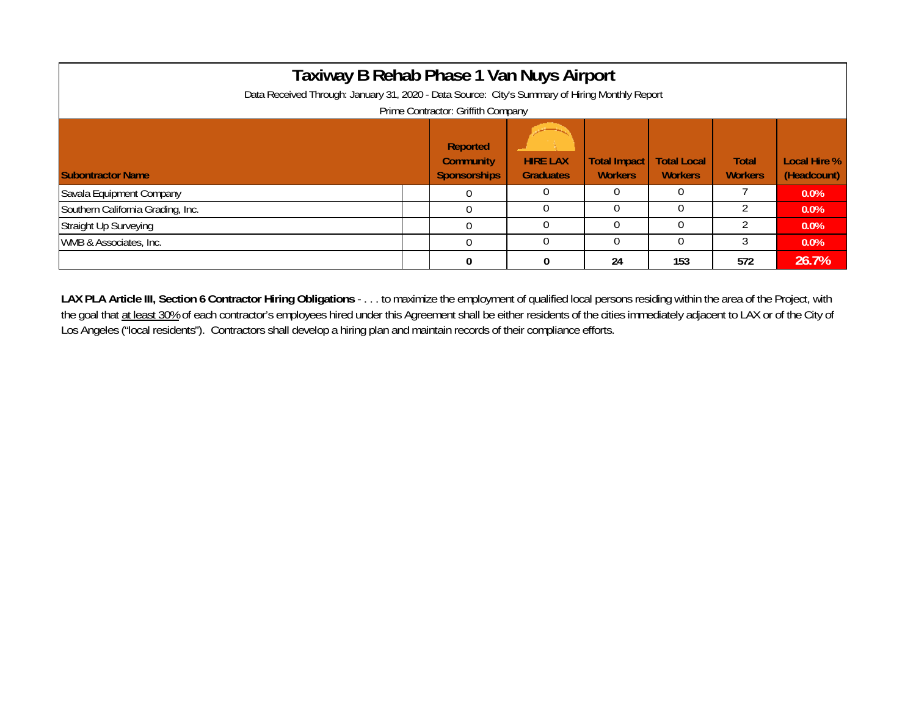# Taxiway B Rehab Phase 1 Van Nuys Airport

Data Received Through: January 31, 2020 - Data Source: City's Summary of Hiring Monthly Report

Prime Contractor: Griffith Company

| Subontractor Name | | Reported Community Sponsorships | HIRE LAX Graduates | Total Impact Workers | Total Local Workers | Total Workers | Local Hire % (Headcount) |
|---|---|---|---|---|---|---|---|
| Savala Equipment Company | | 0 | 0 | 0 | 0 | 7 | 0.0% |
| Southern California Grading, Inc. | | 0 | 0 | 0 | 0 | 2 | 0.0% |
| Straight Up Surveying | | 0 | 0 | 0 | 0 | 2 | 0.0% |
| WMB & Associates, Inc. | | 0 | 0 | 0 | 0 | 3 | 0.0% |
| | | **0** | **0** | **24** | **153** | **572** | **26.7%** |

**LAX PLA Article III, Section 6 Contractor Hiring Obligations** - . . . to maximize the employment of qualified local persons residing within the area of the Project, with the goal that at least 30% of each contractor's employees hired under this Agreement shall be either residents of the cities immediately adjacent to LAX or of the City of Los Angeles ("local residents"). Contractors shall develop a hiring plan and maintain records of their compliance efforts.